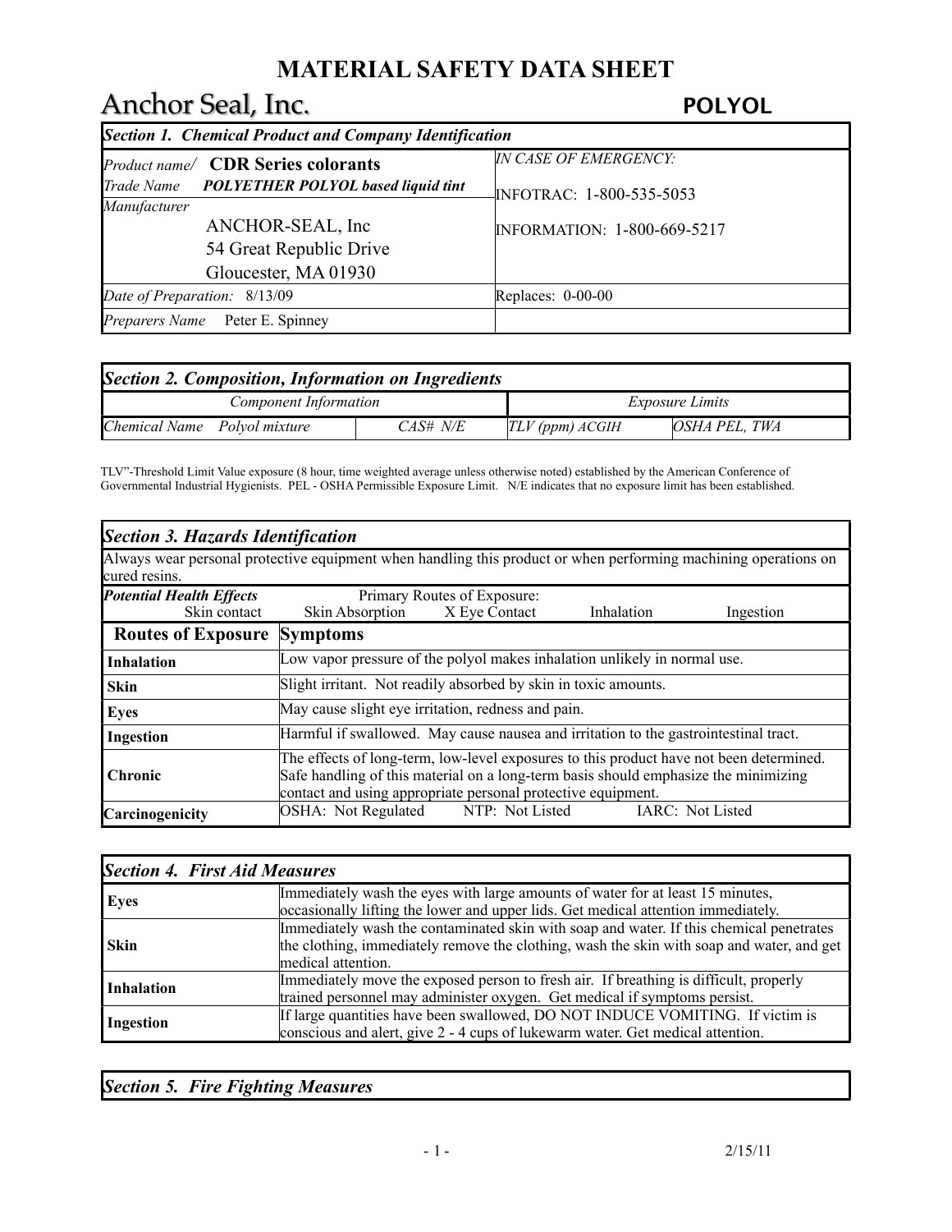# MATERIAL SAFETY DATA SHEET

## Anchor Seal, Inc. POLYOL

| *Section 1. Chemical Product and Company Identification* | |
|---|---|
| *Product name/* **CDR Series colorants**<br>*Trade Name* ***POLYETHER POLYOL based liquid tint*** | *IN CASE OF EMERGENCY:* |
| *Manufacturer*<br>ANCHOR-SEAL, Inc<br>54 Great Republic Drive<br>Gloucester, MA 01930 | INFOTRAC: 1-800-535-5053<br><br>INFORMATION: 1-800-669-5217 |
| *Date of Preparation:* 8/13/09 | Replaces: 0-00-00 |
| *Preparers Name* Peter E. Spinney | |

| *Section 2. Composition, Information on Ingredients* | | | |
|---|---|---|---|
| *Component Information* | | *Exposure Limits* | |
| *Chemical Name Polyol mixture* | *CAS# N/E* | *TLV (ppm) ACGIH* | *OSHA PEL, TWA* |

TLV"-Threshold Limit Value exposure (8 hour, time weighted average unless otherwise noted) established by the American Conference of Governmental Industrial Hygienists. PEL - OSHA Permissible Exposure Limit. N/E indicates that no exposure limit has been established.

### *Section 3. Hazards Identification*

Always wear personal protective equipment when handling this product or when performing machining operations on cured resins.

***Potential Health Effects*** — Primary Routes of Exposure:

| Skin contact | Skin Absorption | X Eye Contact | Inhalation | Ingestion |
|---|---|---|---|---|

| **Routes of Exposure** | **Symptoms** |
|---|---|
| **Inhalation** | Low vapor pressure of the polyol makes inhalation unlikely in normal use. |
| **Skin** | Slight irritant. Not readily absorbed by skin in toxic amounts. |
| **Eyes** | May cause slight eye irritation, redness and pain. |
| **Ingestion** | Harmful if swallowed. May cause nausea and irritation to the gastrointestinal tract. |
| **Chronic** | The effects of long-term, low-level exposures to this product have not been determined. Safe handling of this material on a long-term basis should emphasize the minimizing contact and using appropriate personal protective equipment. |
| **Carcinogenicity** | OSHA: Not Regulated NTP: Not Listed IARC: Not Listed |

| *Section 4. First Aid Measures* | |
|---|---|
| **Eyes** | Immediately wash the eyes with large amounts of water for at least 15 minutes, occasionally lifting the lower and upper lids. Get medical attention immediately. |
| **Skin** | Immediately wash the contaminated skin with soap and water. If this chemical penetrates the clothing, immediately remove the clothing, wash the skin with soap and water, and get medical attention. |
| **Inhalation** | Immediately move the exposed person to fresh air. If breathing is difficult, properly trained personnel may administer oxygen. Get medical if symptoms persist. |
| **Ingestion** | If large quantities have been swallowed, DO NOT INDUCE VOMITING. If victim is conscious and alert, give 2 - 4 cups of lukewarm water. Get medical attention. |

### *Section 5. Fire Fighting Measures*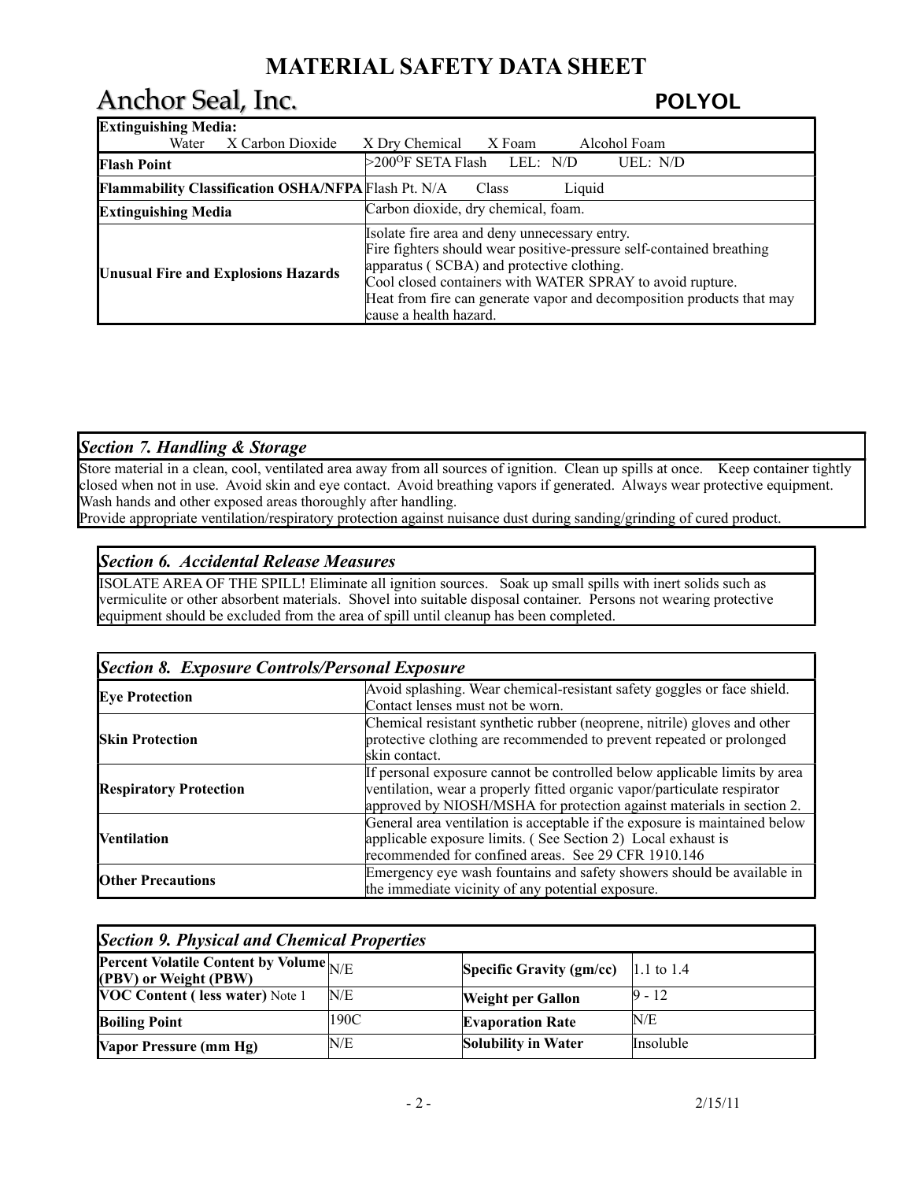# MATERIAL SAFETY DATA SHEET

## Anchor Seal, Inc. POLYOL

| | |
|---|---|
| **Extinguishing Media:** Water X Carbon Dioxide X Dry Chemical X Foam Alcohol Foam | |
| **Flash Point** | >200$^{O}$F SETA Flash LEL: N/D UEL: N/D |
| **Flammability Classification OSHA/NFPA** | Flash Pt. N/A Class Liquid |
| **Extinguishing Media** | Carbon dioxide, dry chemical, foam. |
| **Unusual Fire and Explosions Hazards** | Isolate fire area and deny unnecessary entry. Fire fighters should wear positive-pressure self-contained breathing apparatus ( SCBA) and protective clothing. Cool closed containers with WATER SPRAY to avoid rupture. Heat from fire can generate vapor and decomposition products that may cause a health hazard. |

### *Section 7. Handling & Storage*

Store material in a clean, cool, ventilated area away from all sources of ignition. Clean up spills at once. Keep container tightly closed when not in use. Avoid skin and eye contact. Avoid breathing vapors if generated. Always wear protective equipment. Wash hands and other exposed areas thoroughly after handling.
Provide appropriate ventilation/respiratory protection against nuisance dust during sanding/grinding of cured product.

### *Section 6. Accidental Release Measures*

ISOLATE AREA OF THE SPILL! Eliminate all ignition sources. Soak up small spills with inert solids such as vermiculite or other absorbent materials. Shovel into suitable disposal container. Persons not wearing protective equipment should be excluded from the area of spill until cleanup has been completed.

### *Section 8. Exposure Controls/Personal Exposure*

| | |
|---|---|
| **Eye Protection** | Avoid splashing. Wear chemical-resistant safety goggles or face shield. Contact lenses must not be worn. |
| **Skin Protection** | Chemical resistant synthetic rubber (neoprene, nitrile) gloves and other protective clothing are recommended to prevent repeated or prolonged skin contact. |
| **Respiratory Protection** | If personal exposure cannot be controlled below applicable limits by area ventilation, wear a properly fitted organic vapor/particulate respirator approved by NIOSH/MSHA for protection against materials in section 2. |
| **Ventilation** | General area ventilation is acceptable if the exposure is maintained below applicable exposure limits. ( See Section 2) Local exhaust is recommended for confined areas. See 29 CFR 1910.146 |
| **Other Precautions** | Emergency eye wash fountains and safety showers should be available in the immediate vicinity of any potential exposure. |

### *Section 9. Physical and Chemical Properties*

| | | | |
|---|---|---|---|
| **Percent Volatile Content by Volume (PBV) or Weight (PBW)** | N/E | **Specific Gravity (gm/cc)** | 1.1 to 1.4 |
| **VOC Content ( less water)** Note 1 | N/E | **Weight per Gallon** | 9 - 12 |
| **Boiling Point** | 190C | **Evaporation Rate** | N/E |
| **Vapor Pressure (mm Hg)** | N/E | **Solubility in Water** | Insoluble |

2/15/11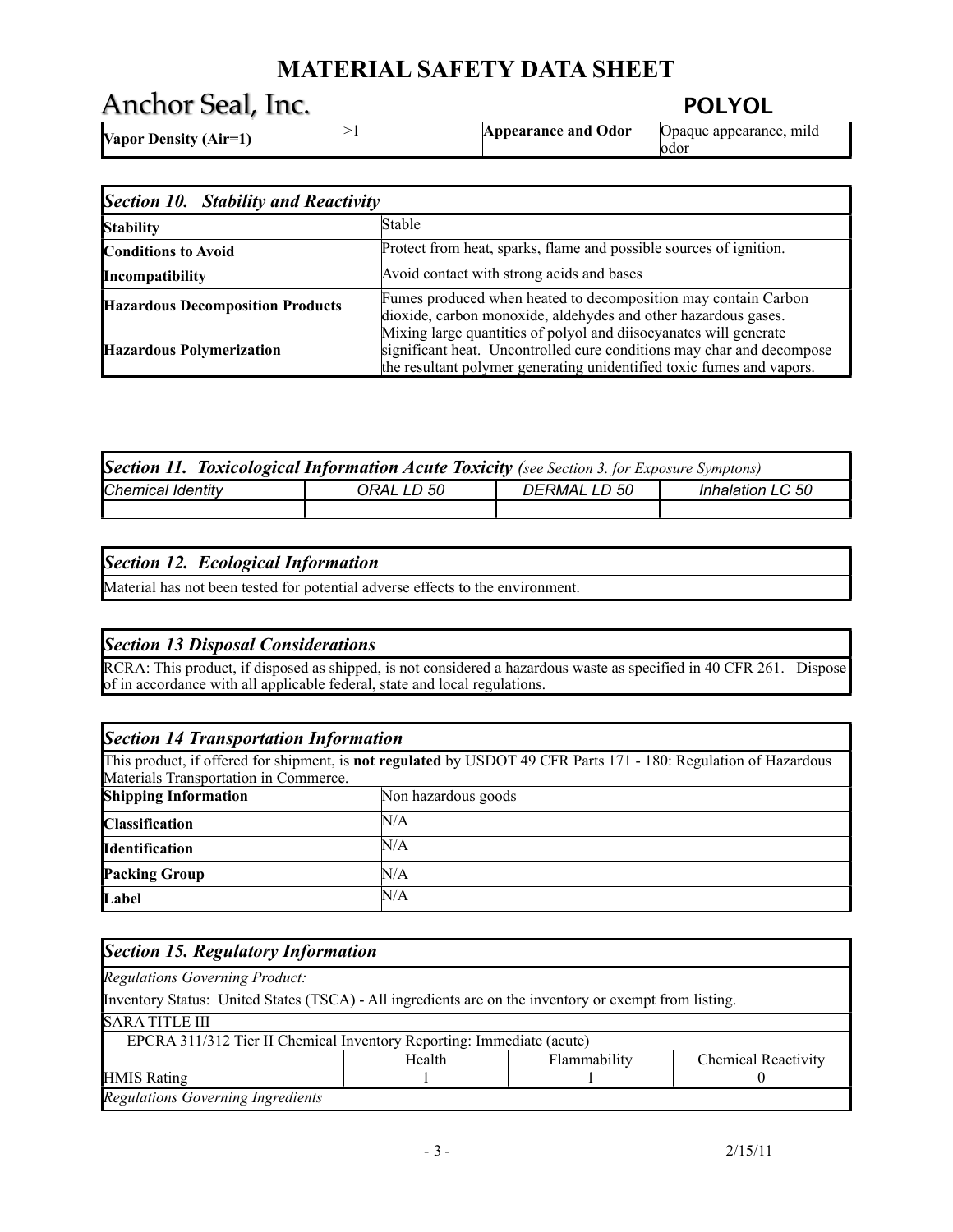| Vapor Density (Air=1) | >1 | Appearance and Odor | Opaque appearance, mild odor |
|---|---|---|---|

| *Section 10. Stability and Reactivity* | |
|---|---|
| **Stability** | Stable |
| **Conditions to Avoid** | Protect from heat, sparks, flame and possible sources of ignition. |
| **Incompatibility** | Avoid contact with strong acids and bases |
| **Hazardous Decomposition Products** | Fumes produced when heated to decomposition may contain Carbon dioxide, carbon monoxide, aldehydes and other hazardous gases. |
| **Hazardous Polymerization** | Mixing large quantities of polyol and diisocyanates will generate significant heat. Uncontrolled cure conditions may char and decompose the resultant polymer generating unidentified toxic fumes and vapors. |

| *Section 11. Toxicological Information Acute Toxicity (see Section 3. for Exposure Symptons)* | | | |
|---|---|---|---|
| *Chemical Identity* | *ORAL LD 50* | *DERMAL LD 50* | *Inhalation LC 50* |
| | | | |

### *Section 12. Ecological Information*

Material has not been tested for potential adverse effects to the environment.

### *Section 13 Disposal Considerations*

RCRA: This product, if disposed as shipped, is not considered a hazardous waste as specified in 40 CFR 261. Dispose of in accordance with all applicable federal, state and local regulations.

### *Section 14 Transportation Information*

This product, if offered for shipment, is **not regulated** by USDOT 49 CFR Parts 171 - 180: Regulation of Hazardous Materials Transportation in Commerce.

| | |
|---|---|
| **Shipping Information** | Non hazardous goods |
| **Classification** | N/A |
| **Identification** | N/A |
| **Packing Group** | N/A |
| **Label** | N/A |

### *Section 15. Regulatory Information*

*Regulations Governing Product:*

Inventory Status: United States (TSCA) - All ingredients are on the inventory or exempt from listing.

SARA TITLE III

EPCRA 311/312 Tier II Chemical Inventory Reporting: Immediate (acute)

| | Health | Flammability | Chemical Reactivity |
|---|---|---|---|
| HMIS Rating | 1 | 1 | 0 |

*Regulations Governing Ingredients*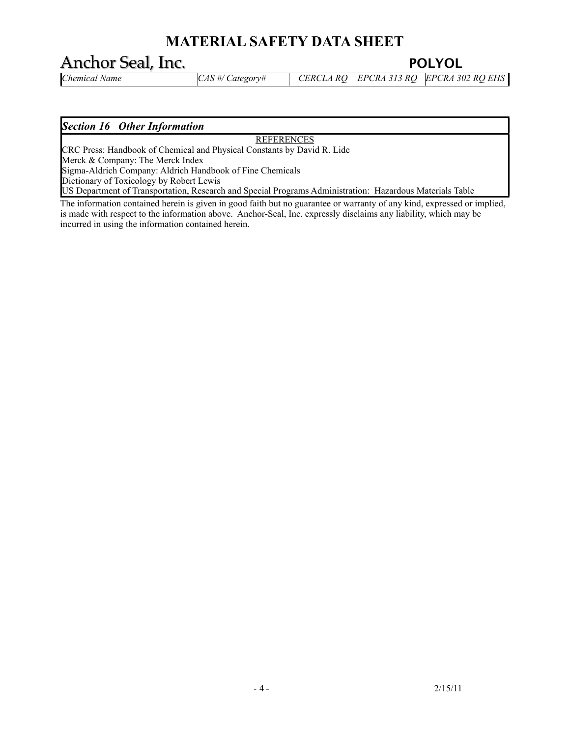# MATERIAL SAFETY DATA SHEET

## Anchor Seal, Inc.

## POLYOL

| *Chemical Name* | *CAS #/ Category#* | *CERCLA RQ* | *EPCRA 313 RQ* | *EPCRA 302 RQ EHS* |
| --- | --- | --- | --- | --- |

### *Section 16 Other Information*

REFERENCES

CRC Press: Handbook of Chemical and Physical Constants by David R. Lide
Merck & Company: The Merck Index
Sigma-Aldrich Company: Aldrich Handbook of Fine Chemicals
Dictionary of Toxicology by Robert Lewis
US Department of Transportation, Research and Special Programs Administration: Hazardous Materials Table

The information contained herein is given in good faith but no guarantee or warranty of any kind, expressed or implied, is made with respect to the information above. Anchor-Seal, Inc. expressly disclaims any liability, which may be incurred in using the information contained herein.